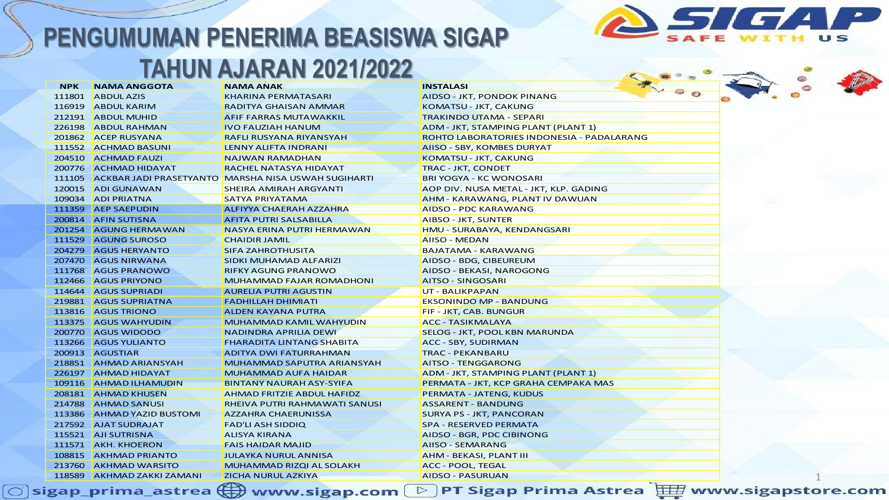# PENGUMUMAN PENERIMA BEASISWA SIGAP

# TAHUN AJARAN 2021/2022

| NPK | NAMA ANGGOTA | NAMA ANAK | INSTALASI |
|---|---|---|---|
| 111801 | ABDUL AZIS | KHARINA PERMATASARI | AIDSO - JKT, PONDOK PINANG |
| 116919 | ABDUL KARIM | RADITYA GHAISAN AMMAR | KOMATSU - JKT, CAKUNG |
| 212191 | ABDUL MUHID | AFIF FARRAS MUTAWAKKIL | TRAKINDO UTAMA - SEPARI |
| 226198 | ABDUL RAHMAN | IVO FAUZIAH HANUM | ADM - JKT, STAMPING PLANT (PLANT 1) |
| 201862 | ACEP RUSYANA | RAFLI RUSYANA RIYANSYAH | ROHTO LABORATORIES INDONESIA - PADALARANG |
| 111552 | ACHMAD BASUNI | LENNY ALIFTA INDRANI | AIISO - SBY, KOMBES DURYAT |
| 204510 | ACHMAD FAUZI | NAJWAN RAMADHAN | KOMATSU - JKT, CAKUNG |
| 200776 | ACHMAD HIDAYAT | RACHEL NATASYA HIDAYAT | TRAC - JKT, CONDET |
| 111105 | ACKBAR JADI PRASETYANTO | MARSHA NISA USWAH SUGIHARTI | BRI YOGYA - KC WONOSARI |
| 120015 | ADI GUNAWAN | SHEIRA AMIRAH ARGYANTI | AOP DIV. NUSA METAL - JKT, KLP. GADING |
| 109034 | ADI PRIATNA | SATYA PRIYATAMA | AHM - KARAWANG, PLANT IV DAWUAN |
| 111359 | AEP SAEPUDIN | ALFIYYA CHAERAH AZZAHRA | AIDSO - PDC KARAWANG |
| 200814 | AFIN SUTISNA | AFITA PUTRI SALSABILLA | AIBSO - JKT, SUNTER |
| 201254 | AGUNG HERMAWAN | NASYA ERINA PUTRI HERMAWAN | HMU - SURABAYA, KENDANGSARI |
| 111529 | AGUNG SUROSO | CHAIDIR JAMIL | AIISO - MEDAN |
| 204279 | AGUS HERYANTO | SIFA ZAHROTHUSITA | BAJATAMA - KARAWANG |
| 207470 | AGUS NIRWANA | SIDKI MUHAMAD ALFARIZI | AIDSO - BDG, CIBEUREUM |
| 111768 | AGUS PRANOWO | RIFKY AGUNG PRANOWO | AIDSO - BEKASI, NAROGONG |
| 112466 | AGUS PRIYONO | MUHAMMAD FAJAR ROMADHONI | AITSO - SINGOSARI |
| 114644 | AGUS SUPRIADI | AURELIA PUTRI AGUSTIN | UT - BALIKPAPAN |
| 219881 | AGUS SUPRIATNA | FADHILLAH DHIMIATI | EKSONINDO MP - BANDUNG |
| 113816 | AGUS TRIONO | ALDEN KAYANA PUTRA | FIF - JKT, CAB. BUNGUR |
| 113375 | AGUS WAHYUDIN | MUHAMMAD KAMIL WAHYUDIN | ACC - TASIKMALAYA |
| 200770 | AGUS WIDODO | NADINDRA APRILIA DEWI | SELOG - JKT, POOL KBN MARUNDA |
| 113266 | AGUS YULIANTO | FHARADITA LINTANG SHABITA | ACC - SBY, SUDIRMAN |
| 200913 | AGUSTIAR | ADITYA DWI FATURRAHMAN | TRAC - PEKANBARU |
| 218851 | AHMAD ARIANSYAH | MUHAMMAD SAPUTRA ARIANSYAH | AITSO - TENGGARONG |
| 226197 | AHMAD HIDAYAT | MUHAMMAD AUFA HAIDAR | ADM - JKT, STAMPING PLANT (PLANT 1) |
| 109116 | AHMAD ILHAMUDIN | BINTANY NAURAH ASY-SYIFA | PERMATA - JKT, KCP GRAHA CEMPAKA MAS |
| 208181 | AHMAD KHUSEN | AHMAD FRITZIE ABDUL HAFIDZ | PERMATA - JATENG, KUDUS |
| 214788 | AHMAD SANUSI | RHEIVA PUTRI RAHMAWATI SANUSI | ASSARENT - BANDUNG |
| 113386 | AHMAD YAZID BUSTOMI | AZZAHRA CHAERUNISSA | SURYA PS - JKT, PANCORAN |
| 217592 | AJAT SUDRAJAT | FAD'LI ASH SIDDIQ | SPA - RESERVED PERMATA |
| 115521 | AJI SUTRISNA | ALISYA KIRANA | AIDSO - BGR, PDC CIBINONG |
| 111571 | AKH. KHOERON | FAIS HAIDAR MAJID | AIISO - SEMARANG |
| 108815 | AKHMAD PRIANTO | JULAYKA NURUL ANNISA | AHM - BEKASI, PLANT III |
| 213760 | AKHMAD WARSITO | MUHAMMAD RIZQI AL SOLAKH | ACC - POOL, TEGAL |
| 118589 | AKHMAD ZAKKI ZAMANI | ZICHA NURUL AZKIYA | AIDSO - PASURUAN |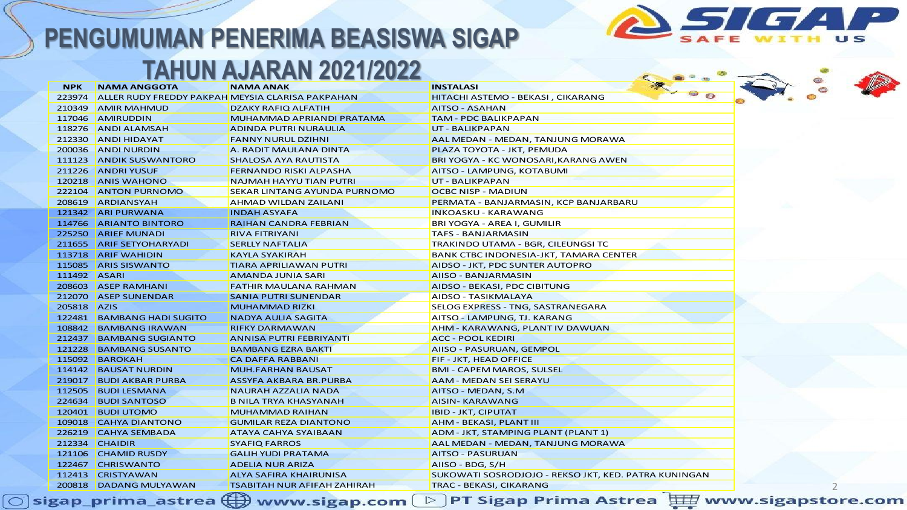# PENGUMUMAN PENERIMA BEASISWA SIGAP

## TAHUN AJARAN 2021/2022

| NPK | NAMA ANGGOTA | NAMA ANAK | INSTALASI |
|---|---|---|---|
| 223974 | ALLER RUDY FREDDY PAKPAH | MEYSIA CLARISA PAKPAHAN | HITACHI ASTEMO - BEKASI , CIKARANG |
| 210349 | AMIR MAHMUD | DZAKY RAFIQ ALFATIH | AITSO - ASAHAN |
| 117046 | AMIRUDDIN | MUHAMMAD APRIANDI PRATAMA | TAM - PDC BALIKPAPAN |
| 118276 | ANDI ALAMSAH | ADINDA PUTRI NURAULIA | UT - BALIKPAPAN |
| 212330 | ANDI HIDAYAT | FANNY NURUL DZIHNI | AAL MEDAN - MEDAN, TANJUNG MORAWA |
| 200036 | ANDI NURDIN | A. RADIT MAULANA DINTA | PLAZA TOYOTA - JKT, PEMUDA |
| 111123 | ANDIK SUSWANTORO | SHALOSA AYA RAUTISTA | BRI YOGYA - KC WONOSARI,KARANG AWEN |
| 211226 | ANDRI YUSUF | FERNANDO RISKI ALPASHA | AITSO - LAMPUNG, KOTABUMI |
| 120218 | ANIS WAHONO | NAJMAH HAYYU TIAN PUTRI | UT - BALIKPAPAN |
| 222104 | ANTON PURNOMO | SEKAR LINTANG AYUNDA PURNOMO | OCBC NISP - MADIUN |
| 208619 | ARDIANSYAH | AHMAD WILDAN ZAILANI | PERMATA - BANJARMASIN, KCP BANJARBARU |
| 121342 | ARI PURWANA | INDAH ASYAFA | INKOASKU - KARAWANG |
| 114766 | ARIANTO BINTORO | RAIHAN CANDRA FEBRIAN | BRI YOGYA - AREA I, GUMILIR |
| 225250 | ARIEF MUNADI | RIVA FITRIYANI | TAFS - BANJARMASIN |
| 211655 | ARIF SETYOHARYADI | SERLLY NAFTALIA | TRAKINDO UTAMA - BGR, CILEUNGSI TC |
| 113718 | ARIF WAHIDIN | KAYLA SYAKIRAH | BANK CTBC INDONESIA-JKT, TAMARA CENTER |
| 115085 | ARIS SISWANTO | TIARA APRILIAWAN PUTRI | AIDSO - JKT, PDC SUNTER AUTOPRO |
| 111492 | ASARI | AMANDA JUNIA SARI | AIISO - BANJARMASIN |
| 208603 | ASEP RAMHANI | FATHIR MAULANA RAHMAN | AIDSO - BEKASI, PDC CIBITUNG |
| 212070 | ASEP SUNENDAR | SANIA PUTRI SUNENDAR | AIDSO - TASIKMALAYA |
| 205818 | AZIS | MUHAMMAD RIZKI | SELOG EXPRESS - TNG, SASTRANEGARA |
| 122481 | BAMBANG HADI SUGITO | NADYA AULIA SAGITA | AITSO - LAMPUNG, TJ. KARANG |
| 108842 | BAMBANG IRAWAN | RIFKY DARMAWAN | AHM - KARAWANG, PLANT IV DAWUAN |
| 212437 | BAMBANG SUGIANTO | ANNISA PUTRI FEBRIYANTI | ACC - POOL KEDIRI |
| 121228 | BAMBANG SUSANTO | BAMBANG EZRA BAKTI | AIISO - PASURUAN, GEMPOL |
| 115092 | BAROKAH | CA DAFFA RABBANI | FIF - JKT, HEAD OFFICE |
| 114142 | BAUSAT NURDIN | MUH.FARHAN BAUSAT | BMI - CAPEM MAROS, SULSEL |
| 219017 | BUDI AKBAR PURBA | ASSYFA AKBARA BR.PURBA | AAM - MEDAN SEI SERAYU |
| 112505 | BUDI LESMANA | NAURAH AZZALIA NADA | AITSO - MEDAN, S.M |
| 224634 | BUDI SANTOSO | B NILA TRYA KHASYANAH | AISIN- KARAWANG |
| 120401 | BUDI UTOMO | MUHAMMAD RAIHAN | IBID - JKT, CIPUTAT |
| 109018 | CAHYA DIANTONO | GUMILAR REZA DIANTONO | AHM - BEKASI, PLANT III |
| 226219 | CAHYA SEMBADA | ATAYA CAHYA SYAIBAAN | ADM - JKT, STAMPING PLANT (PLANT 1) |
| 212334 | CHAIDIR | SYAFIQ FARROS | AAL MEDAN - MEDAN, TANJUNG MORAWA |
| 121106 | CHAMID RUSDY | GALIH YUDI PRATAMA | AITSO - PASURUAN |
| 122467 | CHRISWANTO | ADELIA NUR ARIZA | AIISO - BDG, S/H |
| 112413 | CRISTYAWAN | ALYA SAFIRA KHAIRUNISA | SUKOWATI SOSRODJOJO - REKSO JKT, KED. PATRA KUNINGAN |
| 200818 | DADANG MULYAWAN | TSABITAH NUR AFIFAH ZAHIRAH | TRAC - BEKASI, CIKARANG |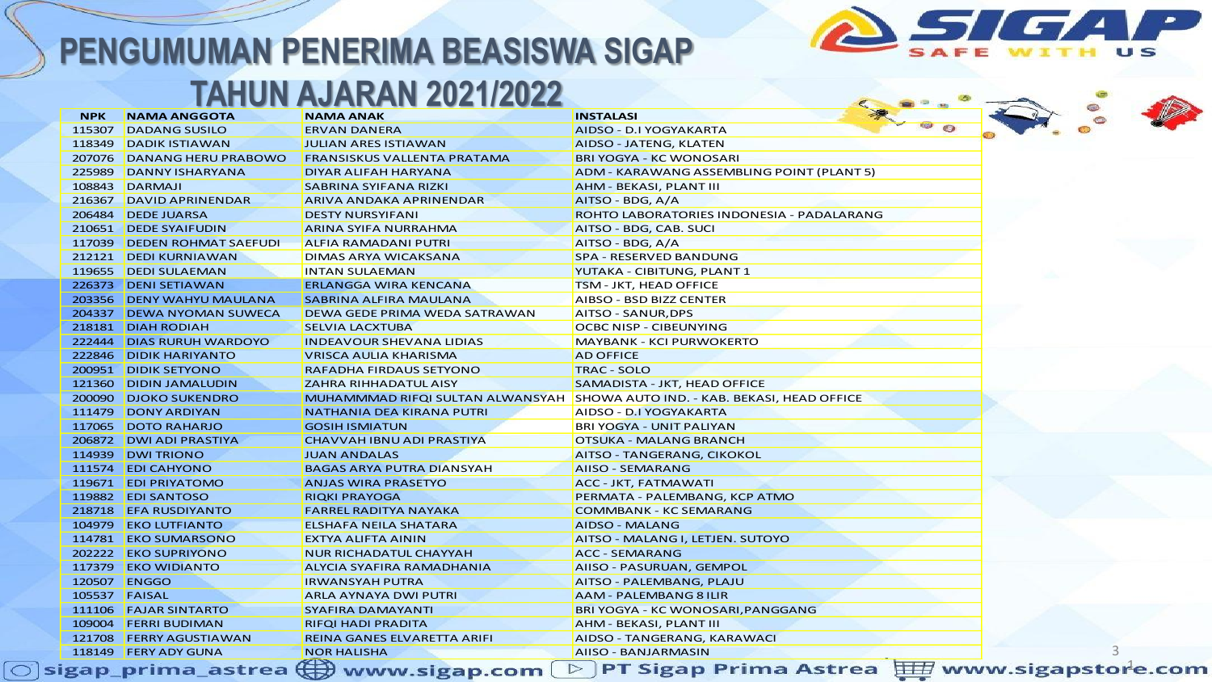# PENGUMUMAN PENERIMA BEASISWA SIGAP TAHUN AJARAN 2021/2022

| NPK | NAMA ANGGOTA | NAMA ANAK | INSTALASI |
|---|---|---|---|
| 115307 | DADANG SUSILO | ERVAN DANERA | AIDSO - D.I YOGYAKARTA |
| 118349 | DADIK ISTIAWAN | JULIAN ARES ISTIAWAN | AIDSO - JATENG, KLATEN |
| 207076 | DANANG HERU PRABOWO | FRANSISKUS VALLENTA PRATAMA | BRI YOGYA - KC WONOSARI |
| 225989 | DANNY ISHARYANA | DIYAR ALIFAH HARYANA | ADM - KARAWANG ASSEMBLING POINT (PLANT 5) |
| 108843 | DARMAJI | SABRINA SYIFANA RIZKI | AHM - BEKASI, PLANT III |
| 216367 | DAVID APRINENDAR | ARIVA ANDAKA APRINENDAR | AITSO - BDG, A/A |
| 206484 | DEDE JUARSA | DESTY NURSYIFANI | ROHTO LABORATORIES INDONESIA - PADALARANG |
| 210651 | DEDE SYAIFUDIN | ARINA SYIFA NURRAHMA | AITSO - BDG, CAB. SUCI |
| 117039 | DEDEN ROHMAT SAEFUDI | ALFIA RAMADANI PUTRI | AITSO - BDG, A/A |
| 212121 | DEDI KURNIAWAN | DIMAS ARYA WICAKSANA | SPA - RESERVED BANDUNG |
| 119655 | DEDI SULAEMAN | INTAN SULAEMAN | YUTAKA - CIBITUNG, PLANT 1 |
| 226373 | DENI SETIAWAN | ERLANGGA WIRA KENCANA | TSM - JKT, HEAD OFFICE |
| 203356 | DENY WAHYU MAULANA | SABRINA ALFIRA MAULANA | AIBSO - BSD BIZZ CENTER |
| 204337 | DEWA NYOMAN SUWECA | DEWA GEDE PRIMA WEDA SATRAWAN | AITSO - SANUR,DPS |
| 218181 | DIAH RODIAH | SELVIA LACXTUBA | OCBC NISP - CIBEUNYING |
| 222444 | DIAS RURUH WARDOYO | INDEAVOUR SHEVANA LIDIAS | MAYBANK - KCI PURWOKERTO |
| 222846 | DIDIK HARIYANTO | VRISCA AULIA KHARISMA | AD OFFICE |
| 200951 | DIDIK SETYONO | RAFADHA FIRDAUS SETYONO | TRAC - SOLO |
| 121360 | DIDIN JAMALUDIN | ZAHRA RIHHADATUL AISY | SAMADISTA - JKT, HEAD OFFICE |
| 200090 | DJOKO SUKENDRO | MUHAMMMAD RIFQI SULTAN ALWANSYAH | SHOWA AUTO IND. - KAB. BEKASI, HEAD OFFICE |
| 111479 | DONY ARDIYAN | NATHANIA DEA KIRANA PUTRI | AIDSO - D.I YOGYAKARTA |
| 117065 | DOTO RAHARJO | GOSIH ISMIATUN | BRI YOGYA - UNIT PALIYAN |
| 206872 | DWI ADI PRASTIYA | CHAVVAH IBNU ADI PRASTIYA | OTSUKA - MALANG BRANCH |
| 114939 | DWI TRIONO | JUAN ANDALAS | AITSO - TANGERANG, CIKOKOL |
| 111574 | EDI CAHYONO | BAGAS ARYA PUTRA DIANSYAH | AIISO - SEMARANG |
| 119671 | EDI PRIYATOMO | ANJAS WIRA PRASETYO | ACC - JKT, FATMAWATI |
| 119882 | EDI SANTOSO | RIQKI PRAYOGA | PERMATA - PALEMBANG, KCP ATMO |
| 218718 | EFA RUSDIYANTO | FARREL RADITYA NAYAKA | COMMBANK - KC SEMARANG |
| 104979 | EKO LUTFIANTO | ELSHAFA NEILA SHATARA | AIDSO - MALANG |
| 114781 | EKO SUMARSONO | EXTYA ALIFTA AININ | AITSO - MALANG I, LETJEN. SUTOYO |
| 202222 | EKO SUPRIYONO | NUR RICHADATUL CHAYYAH | ACC - SEMARANG |
| 117379 | EKO WIDIANTO | ALYCIA SYAFIRA RAMADHANIA | AIISO - PASURUAN, GEMPOL |
| 120507 | ENGGO | IRWANSYAH PUTRA | AITSO - PALEMBANG, PLAJU |
| 105537 | FAISAL | ARLA AYNAYA DWI PUTRI | AAM - PALEMBANG 8 ILIR |
| 111106 | FAJAR SINTARTO | SYAFIRA DAMAYANTI | BRI YOGYA - KC WONOSARI,PANGGANG |
| 109004 | FERRI BUDIMAN | RIFQI HADI PRADITA | AHM - BEKASI, PLANT III |
| 121708 | FERRY AGUSTIAWAN | REINA GANES ELVARETTA ARIFI | AIDSO - TANGERANG, KARAWACI |
| 118149 | FERY ADY GUNA | NOR HALISHA | AIISO - BANJARMASIN |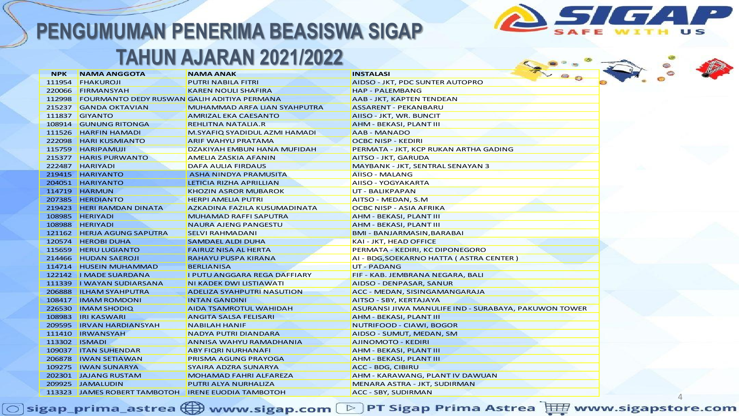# PENGUMUMAN PENERIMA BEASISWA SIGAP TAHUN AJARAN 2021/2022

| NPK | NAMA ANGGOTA | NAMA ANAK | INSTALASI |
|---|---|---|---|
| 111954 | FHAKUROJI | PUTRI NABILA FITRI | AIDSO - JKT, PDC SUNTER AUTOPRO |
| 220066 | FIRMANSYAH | KAREN NOULI SHAFIRA | HAP - PALEMBANG |
| 112998 | FOURMANTO DEDY RUSWAN | GALIH ADITIYA PERMANA | AAB - JKT, KAPTEN TENDEAN |
| 215237 | GANDA OKTAVIAN | MUHAMMAD ARFA LIAN SYAHPUTRA | ASSARENT - PEKANBARU |
| 111837 | GIYANTO | AMRIZAL EKA CAESANTO | AIISO - JKT, WR. BUNCIT |
| 108914 | GUNUNG RITONGA | REHLITNA NATALIA.R | AHM - BEKASI, PLANT III |
| 111526 | HARFIN HAMADI | M.SYAFIQ SYADIDUL AZMI HAMADI | AAB - MANADO |
| 222098 | HARI KUSMIANTO | ARIF WAHYU PRATAMA | OCBC NISP - KEDIRI |
| 115759 | HARIPAMUJI | DZAKIYAH EMBUN HANA MUFIDAH | PERMATA - JKT, KCP RUKAN ARTHA GADING |
| 215377 | HARIS PURWANTO | AMELIA ZASKIA AFANIN | AITSO - JKT, GARUDA |
| 222487 | HARIYADI | DAFA AULIA FIRDAUS | MAYBANK - JKT, SENTRAL SENAYAN 3 |
| 219415 | HARIYANTO | ASHA NINDYA PRAMUSITA | AIISO - MALANG |
| 204051 | HARIYANTO | LETICIA RIZHA APRILLIAN | AIISO - YOGYAKARTA |
| 114719 | HARMUN | KHOZIN ASROR MUBAROK | UT - BALIKPAPAN |
| 207385 | HERDIANTO | HERPI AMELIA PUTRI | AITSO - MEDAN, S.M |
| 219423 | HERI RAMDAN DINATA | AZKADINA FAZILA KUSUMADINATA | OCBC NISP - ASIA AFRIKA |
| 108985 | HERIYADI | MUHAMAD RAFFI SAPUTRA | AHM - BEKASI, PLANT III |
| 108988 | HERIYADI | NAURA AJENG PANGESTU | AHM - BEKASI, PLANT III |
| 121162 | HERJA AGUNG SAPUTRA | SELVI RAHMADANI | BMI - BANJARMASIN,BARABAI |
| 120574 | HEROBI DUHA | SAMDAEL ALDI DUHA | KAI - JKT, HEAD OFFICE |
| 115659 | HERU LUGIANTO | FAIRUZ NISA AL HERTA | PERMATA - KEDIRI, KC DIPONEGORO |
| 214466 | HUDAN SAEROJI | RAHAYU PUSPA KIRANA | AI - BDG,SOEKARNO HATTA ( ASTRA CENTER ) |
| 114714 | HUSEIN MUHAMMAD | BERLIANISA | UT - PADANG |
| 122142 | I MADE SUARDANA | I PUTU ANGGARA REGA DAFFIARY | FIF - KAB. JEMBRANA NEGARA, BALI |
| 111339 | I WAYAN SUDIARSANA | NI KADEK DWI LISTIAWATI | AIDSO - DENPASAR, SANUR |
| 206888 | ILHAM SYAHPUTRA | ADELIZA SYAHPUTRI NASUTION | ACC - MEDAN, SISINGAMANGARAJA |
| 108417 | IMAM ROMDONI | INTAN GANDINI | AITSO - SBY, KERTAJAYA |
| 226530 | IMAM SHODIQ | AIDA TSAMROTUL WAHIDAH | ASURANSI JIWA MANULIFE IND - SURABAYA, PAKUWON TOWER |
| 108983 | IRI KASWARI | ANGITA SALSA FELISARI | AHM - BEKASI, PLANT III |
| 209595 | IRVAN HARDIANSYAH | NABILAH HANIF | NUTRIFOOD - CIAWI, BOGOR |
| 111410 | IRWANSYAH | NADYA PUTRI DIANDARA | AIDSO - SUMUT, MEDAN, SM |
| 113302 | ISMADI | ANNISA WAHYU RAMADHANIA | AJINOMOTO - KEDIRI |
| 109037 | ITAN SUHENDAR | ABY FIQRI NURHANAFI | AHM - BEKASI, PLANT III |
| 206878 | IWAN SETIAWAN | PRISMA AGUNG PRAYOGA | AHM - BEKASI, PLANT III |
| 109275 | IWAN SUNARYA | SYAIRA ADZRA SUNARYA | ACC - BDG, CIBIRU |
| 202301 | JAJANG RUSTAM | MOHAMAD FAHRI ALFAREZA | AHM - KARAWANG, PLANT IV DAWUAN |
| 209925 | JAMALUDIN | PUTRI ALYA NURHALIZA | MENARA ASTRA - JKT, SUDIRMAN |
| 113323 | JAMES ROBERT TAMBOTOH | IRENE EUODIA TAMBOTOH | ACC - SBY, SUDIRMAN |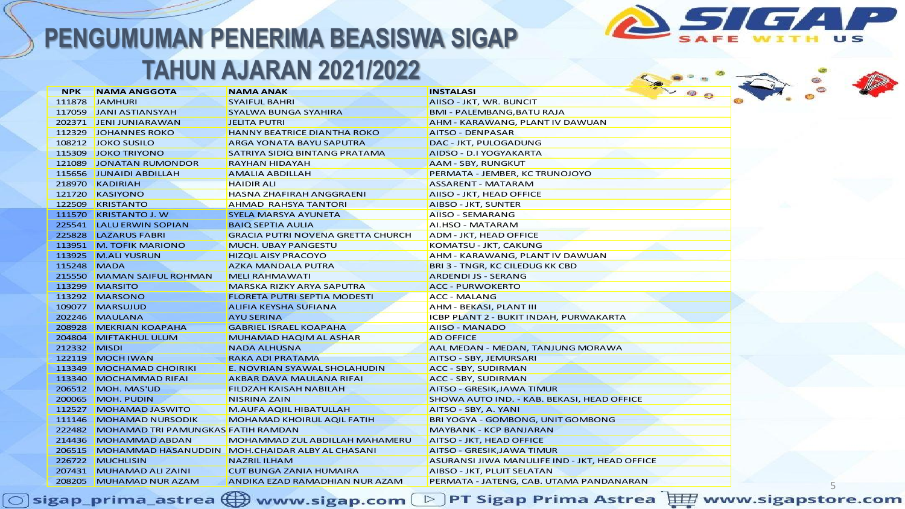# PENGUMUMAN PENERIMA BEASISWA SIGAP TAHUN AJARAN 2021/2022

| NPK | NAMA ANGGOTA | NAMA ANAK | INSTALASI |
|---|---|---|---|
| 111878 | JAMHURI | SYAIFUL BAHRI | AIISO - JKT, WR. BUNCIT |
| 117059 | JANI ASTIANSYAH | SYALWA BUNGA SYAHIRA | BMI - PALEMBANG,BATU RAJA |
| 202371 | JENI JUNIARAWAN | JELITA PUTRI | AHM - KARAWANG, PLANT IV DAWUAN |
| 112329 | JOHANNES ROKO | HANNY BEATRICE DIANTHA ROKO | AITSO - DENPASAR |
| 108212 | JOKO SUSILO | ARGA YONATA BAYU SAPUTRA | DAC - JKT, PULOGADUNG |
| 115309 | JOKO TRIYONO | SATRIYA SIDIQ BINTANG PRATAMA | AIDSO - D.I YOGYAKARTA |
| 121089 | JONATAN RUMONDOR | RAYHAN HIDAYAH | AAM - SBY, RUNGKUT |
| 115656 | JUNAIDI ABDILLAH | AMALIA ABDILLAH | PERMATA - JEMBER, KC TRUNOJOYO |
| 218970 | KADIRIAH | HAIDIR ALI | ASSARENT - MATARAM |
| 121720 | KASIYONO | HASNA ZHAFIRAH ANGGRAENI | AIISO - JKT, HEAD OFFICE |
| 122509 | KRISTANTO | AHMAD RAHSYA TANTORI | AIBSO - JKT, SUNTER |
| 111570 | KRISTANTO J. W | SYELA MARSYA AYUNETA | AIISO - SEMARANG |
| 225541 | LALU ERWIN SOPIAN | BAIQ SEPTIA AULIA | AI.HSO - MATARAM |
| 225828 | LAZARUS FABRI | GRACIA PUTRI NOVENA GRETTA CHURCH | ADM - JKT, HEAD OFFICE |
| 113951 | M. TOFIK MARIONO | MUCH. UBAY PANGESTU | KOMATSU - JKT, CAKUNG |
| 113925 | M.ALI YUSRUN | HIZQIL AISY PRACOYO | AHM - KARAWANG, PLANT IV DAWUAN |
| 115248 | MADA | AZKA MANDALA PUTRA | BRI 3 - TNGR, KC CILEDUG KK CBD |
| 215550 | MAMAN SAIFUL ROHMAN | MELI RAHMAWATI | ARDENDI JS - SERANG |
| 113299 | MARSITO | MARSKA RIZKY ARYA SAPUTRA | ACC - PURWOKERTO |
| 113292 | MARSONO | FLORETA PUTRI SEPTIA MODESTI | ACC - MALANG |
| 109077 | MARSUJUD | ALIFIA KEYSHA SUFIANA | AHM - BEKASI, PLANT III |
| 202246 | MAULANA | AYU SERINA | ICBP PLANT 2 - BUKIT INDAH, PURWAKARTA |
| 208928 | MEKRIAN KOAPAHA | GABRIEL ISRAEL KOAPAHA | AIISO - MANADO |
| 204804 | MIFTAKHUL ULUM | MUHAMAD HAQIM AL ASHAR | AD OFFICE |
| 212332 | MISDI | NADA ALHUSNA | AAL MEDAN - MEDAN, TANJUNG MORAWA |
| 122119 | MOCH IWAN | RAKA ADI PRATAMA | AITSO - SBY, JEMURSARI |
| 113349 | MOCHAMAD CHOIRIKI | E. NOVRIAN SYAWAL SHOLAHUDIN | ACC - SBY, SUDIRMAN |
| 113340 | MOCHAMMAD RIFAI | AKBAR DAVA MAULANA RIFAI | ACC - SBY, SUDIRMAN |
| 206512 | MOH. MAS'UD | FILDZAH KAISAH NABILAH | AITSO - GRESIK,JAWA TIMUR |
| 200065 | MOH. PUDIN | NISRINA ZAIN | SHOWA AUTO IND. - KAB. BEKASI, HEAD OFFICE |
| 112527 | MOHAMAD JASWITO | M.AUFA AQIIL HIBATULLAH | AITSO - SBY, A. YANI |
| 111146 | MOHAMAD NURSODIK | MOHAMAD KHOIRUL AQIL FATIH | BRI YOGYA - GOMBONG, UNIT GOMBONG |
| 222482 | MOHAMAD TRI PAMUNGKAS | FATIH RAMDAN | MAYBANK - KCP BANJARAN |
| 214436 | MOHAMMAD ABDAN | MOHAMMAD ZUL ABDILLAH MAHAMERU | AITSO - JKT, HEAD OFFICE |
| 206515 | MOHAMMAD HASANUDDIN | MOH.CHAIDAR ALBY AL CHASANI | AITSO - GRESIK,JAWA TIMUR |
| 226722 | MUCHLISIN | NAZRIL ILHAM | ASURANSI JIWA MANULIFE IND - JKT, HEAD OFFICE |
| 207431 | MUHAMAD ALI ZAINI | CUT BUNGA ZANIA HUMAIRA | AIBSO - JKT, PLUIT SELATAN |
| 208205 | MUHAMAD NUR AZAM | ANDIKA EZAD RAMADHIAN NUR AZAM | PERMATA - JATENG, CAB. UTAMA PANDANARAN |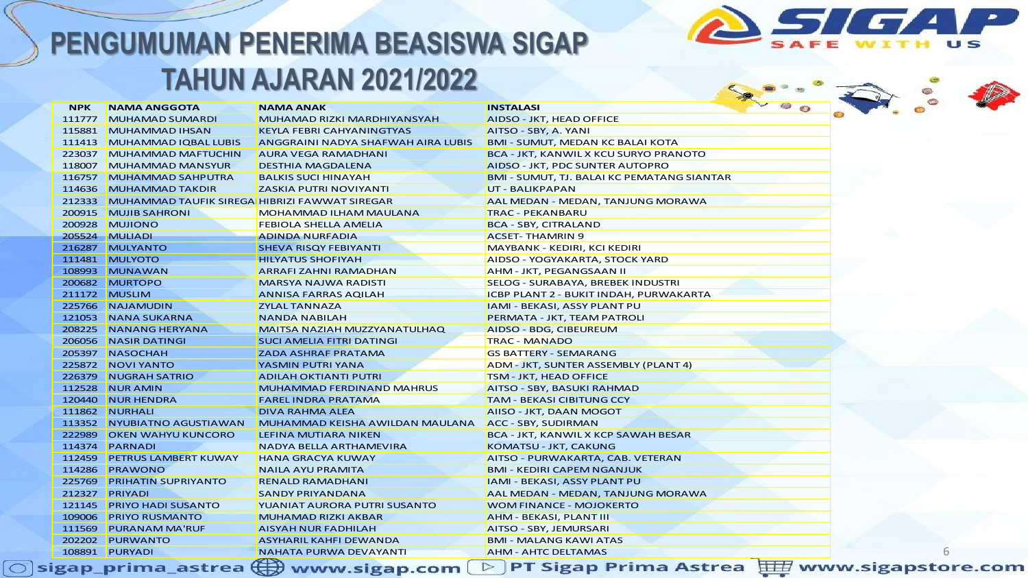# PENGUMUMAN PENERIMA BEASISWA SIGAP TAHUN AJARAN 2021/2022

| NPK | NAMA ANGGOTA | NAMA ANAK | INSTALASI |
|---|---|---|---|
| 111777 | MUHAMAD SUMARDI | MUHAMAD RIZKI MARDHIYANSYAH | AIDSO - JKT, HEAD OFFICE |
| 115881 | MUHAMMAD IHSAN | KEYLA FEBRI CAHYANINGTYAS | AITSO - SBY, A. YANI |
| 111413 | MUHAMMAD IQBAL LUBIS | ANGGRAINI NADYA SHAFWAH AIRA LUBIS | BMI - SUMUT, MEDAN KC BALAI KOTA |
| 223037 | MUHAMMAD MAFTUCHIN | AURA VEGA RAMADHANI | BCA - JKT, KANWIL X KCU SURYO PRANOTO |
| 118007 | MUHAMMAD MANSYUR | DESTHIA MAGDALENA | AIDSO - JKT, PDC SUNTER AUTOPRO |
| 116757 | MUHAMMAD SAHPUTRA | BALKIS SUCI HINAYAH | BMI - SUMUT, TJ. BALAI KC PEMATANG SIANTAR |
| 114636 | MUHAMMAD TAKDIR | ZASKIA PUTRI NOVIYANTI | UT - BALIKPAPAN |
| 212333 | MUHAMMAD TAUFIK SIREGA | HIBRIZI FAWWAT SIREGAR | AAL MEDAN - MEDAN, TANJUNG MORAWA |
| 200915 | MUJIB SAHRONI | MOHAMMAD ILHAM MAULANA | TRAC - PEKANBARU |
| 200928 | MUJIONO | FEBIOLA SHELLA AMELIA | BCA - SBY, CITRALAND |
| 205524 | MULIADI | ADINDA NURFADIA | ACSET- THAMRIN 9 |
| 216287 | MULYANTO | SHEVA RISQY FEBIYANTI | MAYBANK - KEDIRI, KCI KEDIRI |
| 111481 | MULYOTO | HILYATUS SHOFIYAH | AIDSO - YOGYAKARTA, STOCK YARD |
| 108993 | MUNAWAN | ARRAFI ZAHNI RAMADHAN | AHM - JKT, PEGANGSAAN II |
| 200682 | MURTOPO | MARSYA NAJWA RADISTI | SELOG - SURABAYA, BREBEK INDUSTRI |
| 211172 | MUSLIM | ANNISA FARRAS AQILAH | ICBP PLANT 2 - BUKIT INDAH, PURWAKARTA |
| 225766 | NAJAMUDIN | ZYLAL TANNAZA | IAMI - BEKASI, ASSY PLANT PU |
| 121053 | NANA SUKARNA | NANDA NABILAH | PERMATA - JKT, TEAM PATROLI |
| 208225 | NANANG HERYANA | MAITSA NAZIAH MUZZYANATULHAQ | AIDSO - BDG, CIBEUREUM |
| 206056 | NASIR DATINGI | SUCI AMELIA FITRI DATINGI | TRAC - MANADO |
| 205397 | NASOCHAH | ZADA ASHRAF PRATAMA | GS BATTERY - SEMARANG |
| 225872 | NOVI YANTO | YASMIN PUTRI YANA | ADM - JKT, SUNTER ASSEMBLY (PLANT 4) |
| 226379 | NUGRAH SATRIO | ADILAH OKTIANTI PUTRI | TSM - JKT, HEAD OFFICE |
| 112528 | NUR AMIN | MUHAMMAD FERDINAND MAHRUS | AITSO - SBY, BASUKI RAHMAD |
| 120440 | NUR HENDRA | FAREL INDRA PRATAMA | TAM - BEKASI CIBITUNG CCY |
| 111862 | NURHALI | DIVA RAHMA ALEA | AIISO - JKT, DAAN MOGOT |
| 113352 | NYUBIATNO AGUSTIAWAN | MUHAMMAD KEISHA AWILDAN MAULANA | ACC - SBY, SUDIRMAN |
| 222989 | OKEN WAHYU KUNCORO | LEFINA MUTIARA NIKEN | BCA - JKT, KANWIL X KCP SAWAH BESAR |
| 114374 | PARNADI | NADYA BELLA ARTHAMEVIRA | KOMATSU - JKT, CAKUNG |
| 112459 | PETRUS LAMBERT KUWAY | HANA GRACYA KUWAY | AITSO - PURWAKARTA, CAB. VETERAN |
| 114286 | PRAWONO | NAILA AYU PRAMITA | BMI - KEDIRI CAPEM NGANJUK |
| 225769 | PRIHATIN SUPRIYANTO | RENALD RAMADHANI | IAMI - BEKASI, ASSY PLANT PU |
| 212327 | PRIYADI | SANDY PRIYANDANA | AAL MEDAN - MEDAN, TANJUNG MORAWA |
| 121145 | PRIYO HADI SUSANTO | YUANIAT AURORA PUTRI SUSANTO | WOM FINANCE - MOJOKERTO |
| 109006 | PRIYO RUSMANTO | MUHAMAD RIZKI AKBAR | AHM - BEKASI, PLANT III |
| 111569 | PURANAM MA'RUF | AISYAH NUR FADHILAH | AITSO - SBY, JEMURSARI |
| 202202 | PURWANTO | ASYHARIL KAHFI DEWANDA | BMI - MALANG KAWI ATAS |
| 108891 | PURYADI | NAHATA PURWA DEVAYANTI | AHM - AHTC DELTAMAS |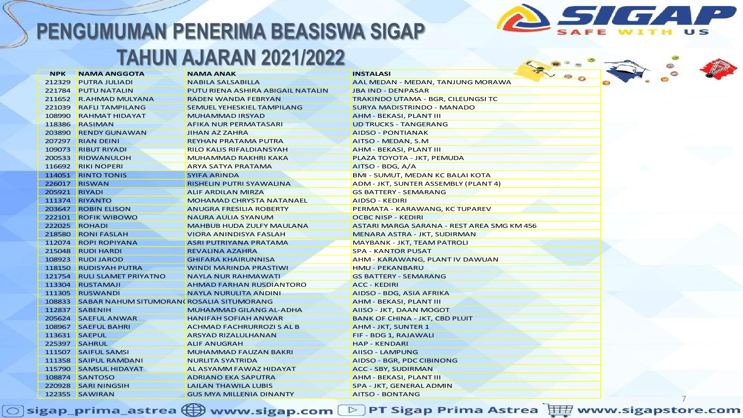# PENGUMUMAN PENERIMA BEASISWA SIGAP TAHUN AJARAN 2021/2022

| NPK | NAMA ANGGOTA | NAMA ANAK | INSTALASI |
|---|---|---|---|
| 212329 | PUTRA JULIADI | NABILA SALSABILLA | AAL MEDAN - MEDAN, TANJUNG MORAWA |
| 221784 | PUTU NATALIN | PUTU RIENA ASHIRA ABIGAIL NATALIN | JBA IND - DENPASAR |
| 211652 | R.AHMAD MULYANA | RADEN WANDA FEBRYAN | TRAKINDO UTAMA - BGR, CILEUNGSI TC |
| 221039 | RAFLI TAMPILANG | SEMUEL YEHESKIEL TAMPILANG | SURYA MADISTRINDO - MANADO |
| 108990 | RAHMAT HIDAYAT | MUHAMMAD IRSYAD | AHM - BEKASI, PLANT III |
| 118386 | RASIMAN | AFIKA NUR PERMATASARI | UD TRUCKS - TANGERANG |
| 203890 | RENDY GUNAWAN | JIHAN AZ ZAHRA | AIDSO - PONTIANAK |
| 207297 | RIAN DEINI | REYHAN PRATAMA PUTRA | AITSO - MEDAN, S.M |
| 109073 | RIBUT RIYADI | RILO KALIS RIFALDIANSYAH | AHM - BEKASI, PLANT III |
| 200533 | RIDWANULOH | MUHAMMAD RAKHRI KAKA | PLAZA TOYOTA - JKT, PEMUDA |
| 116692 | RIKI NOPERI | ARYA SATYA PRATAMA | AITSO - BDG, A/A |
| 114051 | RINTO TONIS | SYIFA ARINDA | BMI - SUMUT, MEDAN KC BALAI KOTA |
| 226017 | RISWAN | RISHELIN PUTRI SYAWALINA | ADM - JKT, SUNTER ASSEMBLY (PLANT 4) |
| 205921 | RIYADI | ALIF ARDILAN MIRZA | GS BATTERY - SEMARANG |
| 111374 | RIYANTO | MOHAMAD CHRYSTA NATANAEL | AIDSO - KEDIRI |
| 203647 | ROBIN ELISON | ANUGRA FRESILIA ROBERTY | PERMATA - KARAWANG, KC TUPAREV |
| 222101 | ROFIK WIBOWO | NAURA AULIA SYANUM | OCBC NISP - KEDIRI |
| 222025 | ROHADI | MAHBUB HUDA ZULFY MAULANA | ASTARI MARGA SARANA - REST AREA SMG KM 456 |
| 218580 | RONI FASLAH | VIORA ANINDISYA FASLAH | MENARA ASTRA - JKT, SUDIRMAN |
| 112074 | ROPI ROPIYANA | ASRI PUTRIYANA PRATAMA | MAYBANK - JKT, TEAM PATROLI |
| 215048 | RUDI HARDI | REVALINA AZAHRA | SPA - KANTOR PUSAT |
| 108923 | RUDI JAROD | GHIFARA KHAIRUNNISA | AHM - KARAWANG, PLANT IV DAWUAN |
| 118150 | RUDISYAH PUTRA | WINDI MARINDA PRASTIWI | HMU - PEKANBARU |
| 121754 | RULI SLAMET PRIYATNO | NAYLA NUR RAHMAWATI | GS BATTERY - SEMARANG |
| 113304 | RUSTAMAJI | AHMAD FARHAN RUSDIANTORO | ACC - KEDIRI |
| 111305 | RUSWANDI | NAYLA NURULITA ANDINI | AIDSO - BDG, ASIA AFRIKA |
| 108833 | SABAR NAHUM SITUMORANG | ROSALIA SITUMORANG | AHM - BEKASI, PLANT III |
| 112837 | SABENIH | MUHAMMAD GILANG AL-ADHA | AIISO - JKT, DAAN MOGOT |
| 205624 | SAEFUL ANWAR | HANIFAH SOFIAH ANWAR | BANK OF CHINA - JKT, CBD PLUIT |
| 108967 | SAEFUL BAHRI | ACHMAD FACHRURROZI S AL B | AHM - JKT, SUNTER 1 |
| 113631 | SAEPUL | ARSYAD RIZALULHANAN | FIF - BDG 1, RAJAWALI |
| 225397 | SAHRUL | ALIF ANUGRAH | HAP - KENDARI |
| 111507 | SAIFUL SAMSI | MUHAMMAD FAUZAN BAKRI | AIISO - LAMPUNG |
| 111358 | SAIPUL RAMDANI | NURLITA SYATRIDA | AIDSO - BGR, PDC CIBINONG |
| 115790 | SAMSUL HIDAYAT | AL ASYAMM FAWAZ HIDAYAT | ACC - SBY, SUDIRMAN |
| 108874 | SANTOSO | ADRIANO EKA SAPUTRA | AHM - BEKASI, PLANT III |
| 220928 | SARI NINGSIH | LAILAN THAWILA LUBIS | SPA - JKT, GENERAL ADMIN |
| 122355 | SAWIRAN | GUS MYA MILLENIA DINANTY | AITSO - BONTANG |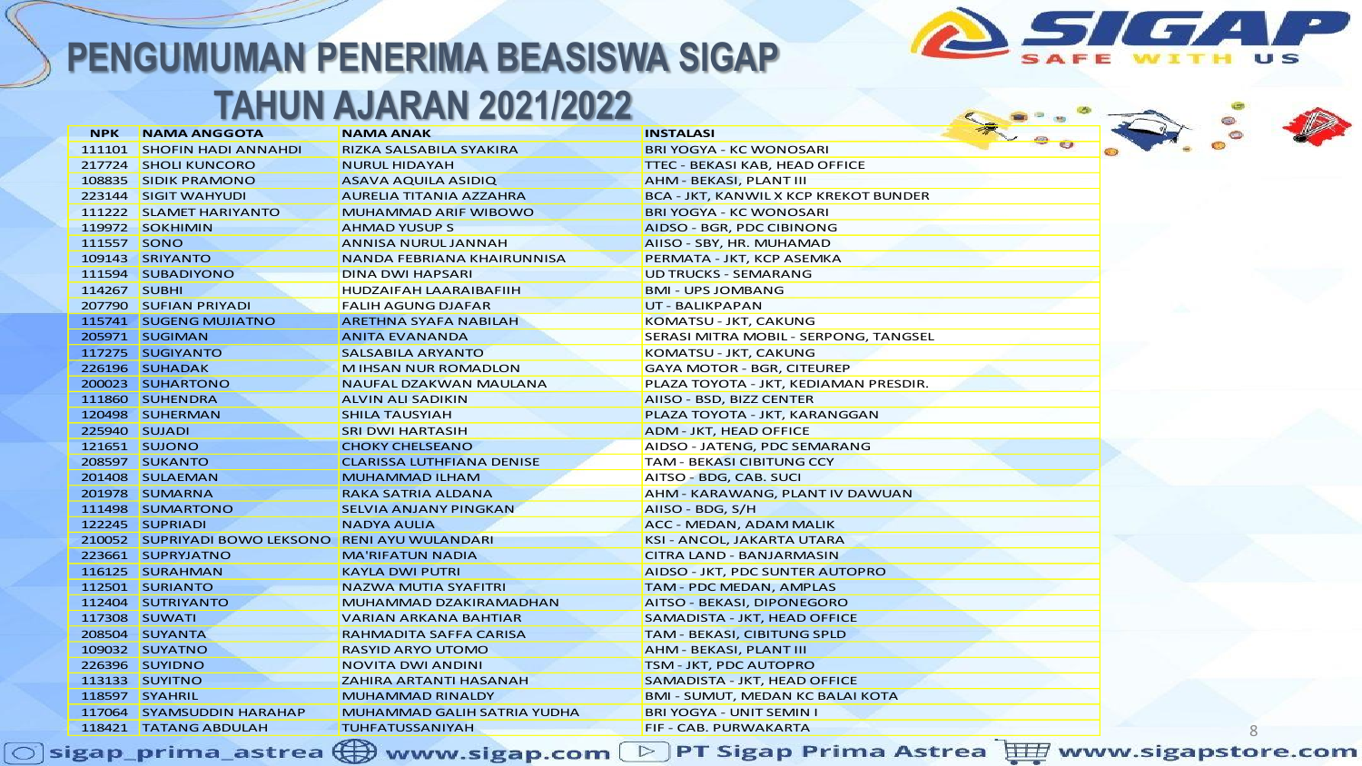# PENGUMUMAN PENERIMA BEASISWA SIGAP TAHUN AJARAN 2021/2022

| NPK | NAMA ANGGOTA | NAMA ANAK | INSTALASI |
|---|---|---|---|
| 111101 | SHOFIN HADI ANNAHDI | RIZKA SALSABILA SYAKIRA | BRI YOGYA - KC WONOSARI |
| 217724 | SHOLI KUNCORO | NURUL HIDAYAH | TTEC - BEKASI KAB, HEAD OFFICE |
| 108835 | SIDIK PRAMONO | ASAVA AQUILA ASIDIQ | AHM - BEKASI, PLANT III |
| 223144 | SIGIT WAHYUDI | AURELIA TITANIA AZZAHRA | BCA - JKT, KANWIL X KCP KREKOT BUNDER |
| 111222 | SLAMET HARIYANTO | MUHAMMAD ARIF WIBOWO | BRI YOGYA - KC WONOSARI |
| 119972 | SOKHIMIN | AHMAD YUSUP S | AIDSO - BGR, PDC CIBINONG |
| 111557 | SONO | ANNISA NURUL JANNAH | AIISO - SBY, HR. MUHAMAD |
| 109143 | SRIYANTO | NANDA FEBRIANA KHAIRUNNISA | PERMATA - JKT, KCP ASEMKA |
| 111594 | SUBADIYONO | DINA DWI HAPSARI | UD TRUCKS - SEMARANG |
| 114267 | SUBHI | HUDZAIFAH LAARAIBAFIIH | BMI - UPS JOMBANG |
| 207790 | SUFIAN PRIYADI | FALIH AGUNG DJAFAR | UT - BALIKPAPAN |
| 115741 | SUGENG MUJIATNO | ARETHNA SYAFA NABILAH | KOMATSU - JKT, CAKUNG |
| 205971 | SUGIMAN | ANITA EVANANDA | SERASI MITRA MOBIL - SERPONG, TANGSEL |
| 117275 | SUGIYANTO | SALSABILA ARYANTO | KOMATSU - JKT, CAKUNG |
| 226196 | SUHADAK | M IHSAN NUR ROMADLON | GAYA MOTOR - BGR, CITEUREP |
| 200023 | SUHARTONO | NAUFAL DZAKWAN MAULANA | PLAZA TOYOTA - JKT, KEDIAMAN PRESDIR. |
| 111860 | SUHENDRA | ALVIN ALI SADIKIN | AIISO - BSD, BIZZ CENTER |
| 120498 | SUHERMAN | SHILA TAUSYIAH | PLAZA TOYOTA - JKT, KARANGGAN |
| 225940 | SUJADI | SRI DWI HARTASIH | ADM - JKT, HEAD OFFICE |
| 121651 | SUJONO | CHOKY CHELSEANO | AIDSO - JATENG, PDC SEMARANG |
| 208597 | SUKANTO | CLARISSA LUTHFIANA DENISE | TAM - BEKASI CIBITUNG CCY |
| 201408 | SULAEMAN | MUHAMMAD ILHAM | AITSO - BDG, CAB. SUCI |
| 201978 | SUMARNA | RAKA SATRIA ALDANA | AHM - KARAWANG, PLANT IV DAWUAN |
| 111498 | SUMARTONO | SELVIA ANJANY PINGKAN | AIISO - BDG, S/H |
| 122245 | SUPRIADI | NADYA AULIA | ACC - MEDAN, ADAM MALIK |
| 210052 | SUPRIYADI BOWO LEKSONO | RENI AYU WULANDARI | KSI - ANCOL, JAKARTA UTARA |
| 223661 | SUPRYJATNO | MA'RIFATUN NADIA | CITRA LAND - BANJARMASIN |
| 116125 | SURAHMAN | KAYLA DWI PUTRI | AIDSO - JKT, PDC SUNTER AUTOPRO |
| 112501 | SURIANTO | NAZWA MUTIA SYAFITRI | TAM - PDC MEDAN, AMPLAS |
| 112404 | SUTRIYANTO | MUHAMMAD DZAKIRAMADHAN | AITSO - BEKASI, DIPONEGORO |
| 117308 | SUWATI | VARIAN ARKANA BAHTIAR | SAMADISTA - JKT, HEAD OFFICE |
| 208504 | SUYANTA | RAHMADITA SAFFA CARISA | TAM - BEKASI, CIBITUNG SPLD |
| 109032 | SUYATNO | RASYID ARYO UTOMO | AHM - BEKASI, PLANT III |
| 226396 | SUYIDNO | NOVITA DWI ANDINI | TSM - JKT, PDC AUTOPRO |
| 113133 | SUYITNO | ZAHIRA ARTANTI HASANAH | SAMADISTA - JKT, HEAD OFFICE |
| 118597 | SYAHRIL | MUHAMMAD RINALDY | BMI - SUMUT, MEDAN KC BALAI KOTA |
| 117064 | SYAMSUDDIN HARAHAP | MUHAMMAD GALIH SATRIA YUDHA | BRI YOGYA - UNIT SEMIN I |
| 118421 | TATANG ABDULAH | TUHFATUSSANIYAH | FIF - CAB. PURWAKARTA |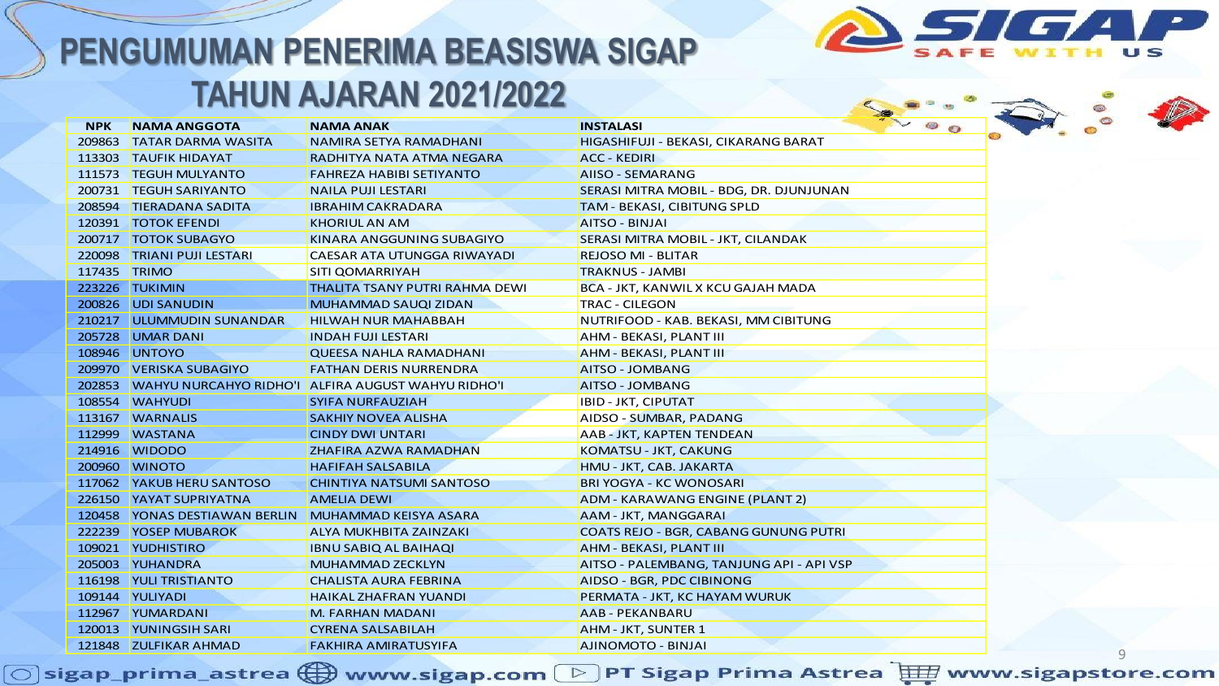# PENGUMUMAN PENERIMA BEASISWA SIGAP TAHUN AJARAN 2021/2022

| NPK | NAMA ANGGOTA | NAMA ANAK | INSTALASI |
|---|---|---|---|
| 209863 | TATAR DARMA WASITA | NAMIRA SETYA RAMADHANI | HIGASHIFUJI - BEKASI, CIKARANG BARAT |
| 113303 | TAUFIK HIDAYAT | RADHITYA NATA ATMA NEGARA | ACC - KEDIRI |
| 111573 | TEGUH MULYANTO | FAHREZA HABIBI SETIYANTO | AIISO - SEMARANG |
| 200731 | TEGUH SARIYANTO | NAILA PUJI LESTARI | SERASI MITRA MOBIL - BDG, DR. DJUNJUNAN |
| 208594 | TIERADANA SADITA | IBRAHIM CAKRADARA | TAM - BEKASI, CIBITUNG SPLD |
| 120391 | TOTOK EFENDI | KHORIUL AN AM | AITSO - BINJAI |
| 200717 | TOTOK SUBAGYO | KINARA ANGGUNING SUBAGIYO | SERASI MITRA MOBIL - JKT, CILANDAK |
| 220098 | TRIANI PUJI LESTARI | CAESAR ATA UTUNGGA RIWAYADI | REJOSO MI - BLITAR |
| 117435 | TRIMO | SITI QOMARRIYAH | TRAKNUS - JAMBI |
| 223226 | TUKIMIN | THALITA TSANY PUTRI RAHMA DEWI | BCA - JKT, KANWIL X KCU GAJAH MADA |
| 200826 | UDI SANUDIN | MUHAMMAD SAUQI ZIDAN | TRAC - CILEGON |
| 210217 | ULUMMUDIN SUNANDAR | HILWAH NUR MAHABBAH | NUTRIFOOD - KAB. BEKASI, MM CIBITUNG |
| 205728 | UMAR DANI | INDAH FUJI LESTARI | AHM - BEKASI, PLANT III |
| 108946 | UNTOYO | QUEESA NAHLA RAMADHANI | AHM - BEKASI, PLANT III |
| 209970 | VERISKA SUBAGIYO | FATHAN DERIS NURRENDRA | AITSO - JOMBANG |
| 202853 | WAHYU NURCAHYO RIDHO'I | ALFIRA AUGUST WAHYU RIDHO'I | AITSO - JOMBANG |
| 108554 | WAHYUDI | SYIFA NURFAUZIAH | IBID - JKT, CIPUTAT |
| 113167 | WARNALIS | SAKHIY NOVEA ALISHA | AIDSO - SUMBAR, PADANG |
| 112999 | WASTANA | CINDY DWI UNTARI | AAB - JKT, KAPTEN TENDEAN |
| 214916 | WIDODO | ZHAFIRA AZWA RAMADHAN | KOMATSU - JKT, CAKUNG |
| 200960 | WINOTO | HAFIFAH SALSABILA | HMU - JKT, CAB. JAKARTA |
| 117062 | YAKUB HERU SANTOSO | CHINTIYA NATSUMI SANTOSO | BRI YOGYA - KC WONOSARI |
| 226150 | YAYAT SUPRIYATNA | AMELIA DEWI | ADM - KARAWANG ENGINE (PLANT 2) |
| 120458 | YONAS DESTIAWAN BERLIN | MUHAMMAD KEISYA ASARA | AAM - JKT, MANGGARAI |
| 222239 | YOSEP MUBAROK | ALYA MUKHBITA ZAINZAKI | COATS REJO - BGR, CABANG GUNUNG PUTRI |
| 109021 | YUDHISTIRO | IBNU SABIQ AL BAIHAQI | AHM - BEKASI, PLANT III |
| 205003 | YUHANDRA | MUHAMMAD ZECKLYN | AITSO - PALEMBANG, TANJUNG API - API VSP |
| 116198 | YULI TRISTIANTO | CHALISTA AURA FEBRINA | AIDSO - BGR, PDC CIBINONG |
| 109144 | YULIYADI | HAIKAL ZHAFRAN YUANDI | PERMATA - JKT, KC HAYAM WURUK |
| 112967 | YUMARDANI | M. FARHAN MADANI | AAB - PEKANBARU |
| 120013 | YUNINGSIH SARI | CYRENA SALSABILAH | AHM - JKT, SUNTER 1 |
| 121848 | ZULFIKAR AHMAD | FAKHIRA AMIRATUSYIFA | AJINOMOTO - BINJAI |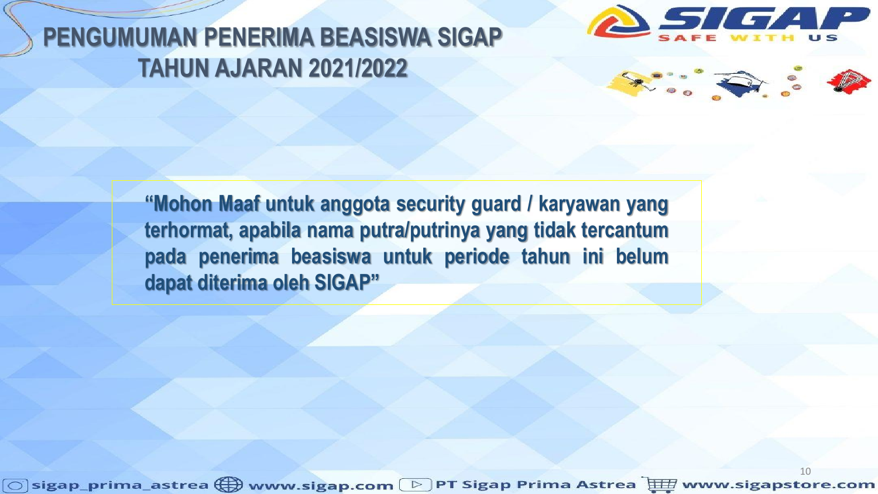# PENGUMUMAN PENERIMA BEASISWA SIGAP TAHUN AJARAN 2021/2022

**"Mohon Maaf untuk anggota security guard / karyawan yang terhormat, apabila nama putra/putrinya yang tidak tercantum pada penerima beasiswa untuk periode tahun ini belum dapat diterima oleh SIGAP"**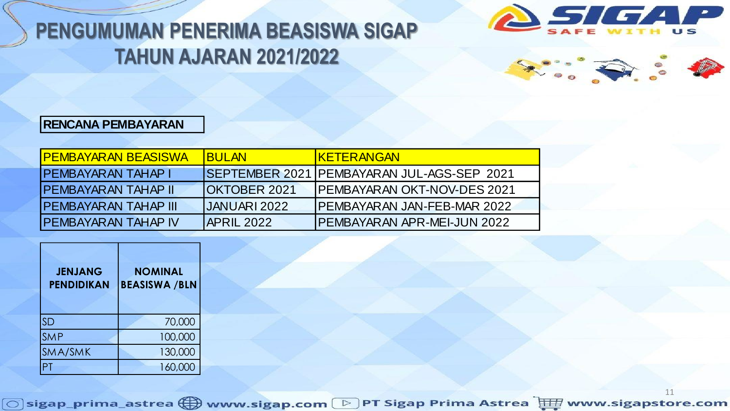# PENGUMUMAN PENERIMA BEASISWA SIGAP TAHUN AJARAN 2021/2022

**RENCANA PEMBAYARAN**

| PEMBAYARAN BEASISWA | BULAN | KETERANGAN |
| --- | --- | --- |
| PEMBAYARAN TAHAP I | SEPTEMBER 2021 | PEMBAYARAN JUL-AGS-SEP 2021 |
| PEMBAYARAN TAHAP II | OKTOBER 2021 | PEMBAYARAN OKT-NOV-DES 2021 |
| PEMBAYARAN TAHAP III | JANUARI 2022 | PEMBAYARAN JAN-FEB-MAR 2022 |
| PEMBAYARAN TAHAP IV | APRIL 2022 | PEMBAYARAN APR-MEI-JUN 2022 |

| JENJANG PENDIDIKAN | NOMINAL BEASISWA /BLN |
| --- | --- |
| SD | 70,000 |
| SMP | 100,000 |
| SMA/SMK | 130,000 |
| PT | 160,000 |

sigap_prima_astrea www.sigap.com PT Sigap Prima Astrea www.sigapstore.com